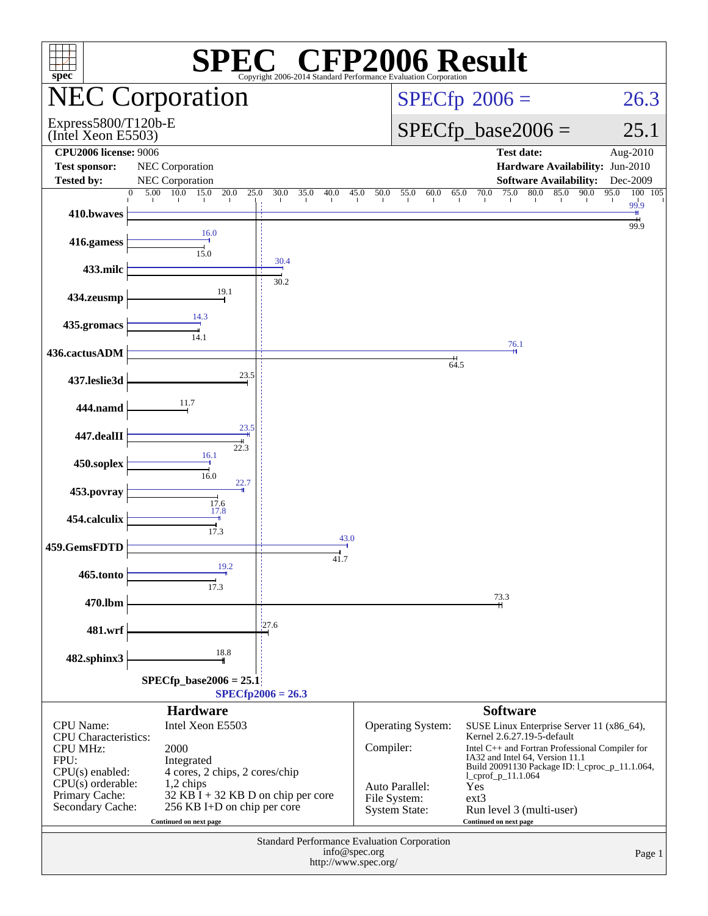# SPEC CFP2006 Result

Copyright 2006-2014 Standard Performance Evaluation Corporation

## NEC Corporation

Express5800/T120b-E
(Intel Xeon E5503)

SPECfp 2006 = 26.3

SPECfp_base2006 = 25.1

| | | | |
|---|---|---|---|
| **CPU2006 license:** 9006 | | **Test date:** | Aug-2010 |
| **Test sponsor:** | NEC Corporation | **Hardware Availability:** | Jun-2010 |
| **Tested by:** | NEC Corporation | **Software Availability:** | Dec-2009 |

| Benchmark | Peak | Base |
|---|---|---|
| 410.bwaves | 99.9 | 99.9 |
| 416.gamess | 16.0 | 15.0 |
| 433.milc | 30.4 | 30.2 |
| 434.zeusmp | 19.1 | 19.1 |
| 435.gromacs | 14.3 | 14.1 |
| 436.cactusADM | 76.1 | 64.5 |
| 437.leslie3d | 23.5 | 23.5 |
| 444.namd | 11.7 | 11.7 |
| 447.dealII | 23.5 | 22.3 |
| 450.soplex | 16.1 | 16.0 |
| 453.povray | 22.7 | 17.6 |
| 454.calculix | 17.8 | 17.3 |
| 459.GemsFDTD | 43.0 | 41.7 |
| 465.tonto | 19.2 | 17.3 |
| 470.lbm | 73.3 | 73.3 |
| 481.wrf | 27.6 | 27.6 |
| 482.sphinx3 | 18.8 | 18.8 |

SPECfp_base2006 = 25.1

SPECfp2006 = 26.3

### Hardware

| | |
|---|---|
| CPU Name: | Intel Xeon E5503 |
| CPU Characteristics: | |
| CPU MHz: | 2000 |
| FPU: | Integrated |
| CPU(s) enabled: | 4 cores, 2 chips, 2 cores/chip |
| CPU(s) orderable: | 1,2 chips |
| Primary Cache: | 32 KB I + 32 KB D on chip per core |
| Secondary Cache: | 256 KB I+D on chip per core |

Continued on next page

### Software

| | |
|---|---|
| Operating System: | SUSE Linux Enterprise Server 11 (x86_64), Kernel 2.6.27.19-5-default |
| Compiler: | Intel C++ and Fortran Professional Compiler for IA32 and Intel 64, Version 11.1 Build 20091130 Package ID: l_cproc_p_11.1.064, l_cprof_p_11.1.064 |
| Auto Parallel: | Yes |
| File System: | ext3 |
| System State: | Run level 3 (multi-user) |

Continued on next page

Standard Performance Evaluation Corporation
info@spec.org
http://www.spec.org/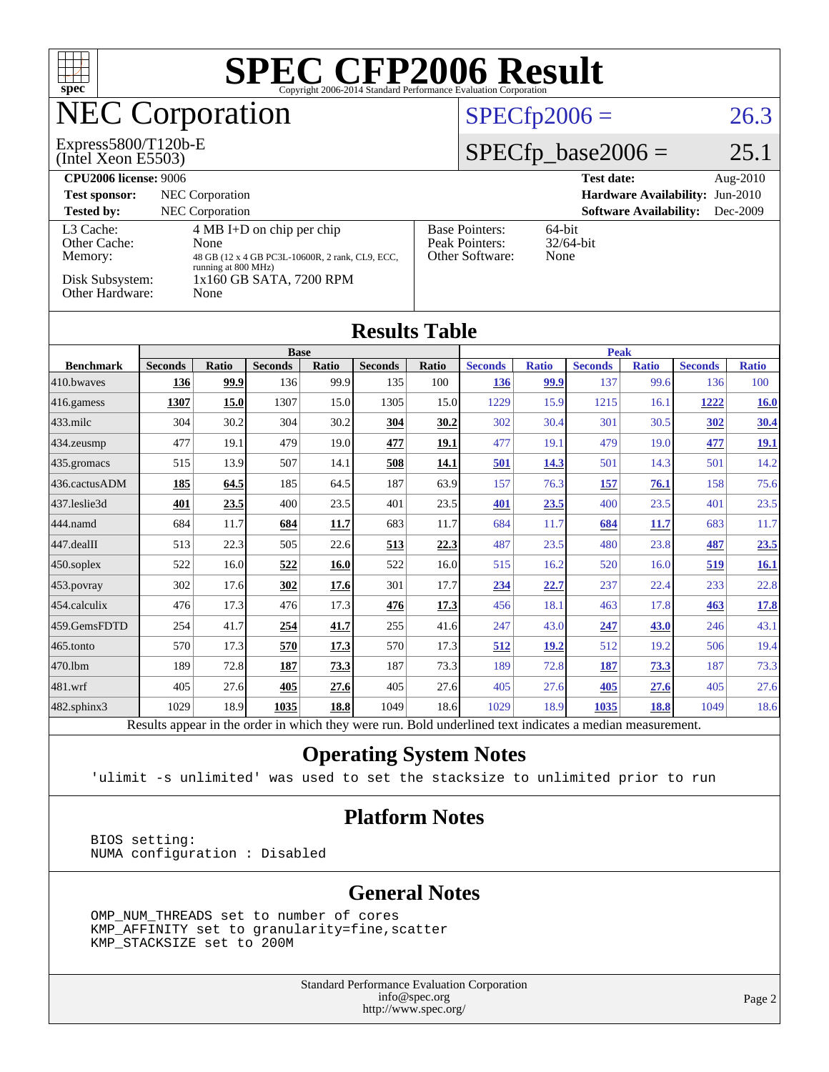# SPEC CFP2006 Result

Copyright 2006-2014 Standard Performance Evaluation Corporation

## NEC Corporation

Express5800/T120b-E
(Intel Xeon E5503)

SPECfp2006 = 26.3

SPECfp_base2006 = 25.1

| | | | |
|---|---|---|---|
| **CPU2006 license:** 9006 | | **Test date:** | Aug-2010 |
| **Test sponsor:** | NEC Corporation | **Hardware Availability:** | Jun-2010 |
| **Tested by:** | NEC Corporation | **Software Availability:** | Dec-2009 |

| | | | |
|---|---|---|---|
| L3 Cache: | 4 MB I+D on chip per chip | Base Pointers: | 64-bit |
| Other Cache: | None | Peak Pointers: | 32/64-bit |
| Memory: | 48 GB (12 x 4 GB PC3L-10600R, 2 rank, CL9, ECC, running at 800 MHz) | Other Software: | None |
| Disk Subsystem: | 1x160 GB SATA, 7200 RPM | | |
| Other Hardware: | None | | |

## Results Table

| Benchmark | Base | | | | | | Peak | | | | | |
|---|---|---|---|---|---|---|---|---|---|---|---|---|
| | Seconds | Ratio | Seconds | Ratio | Seconds | Ratio | Seconds | Ratio | Seconds | Ratio | Seconds | Ratio |
| 410.bwaves | **136** | **99.9** | 136 | 99.9 | 135 | 100 | **136** | **99.9** | 137 | 99.6 | 136 | 100 |
| 416.gamess | **1307** | **15.0** | 1307 | 15.0 | 1305 | 15.0 | 1229 | 15.9 | 1215 | 16.1 | **1222** | **16.0** |
| 433.milc | 304 | 30.2 | 304 | 30.2 | **304** | **30.2** | 302 | 30.4 | 301 | 30.5 | **302** | **30.4** |
| 434.zeusmp | 477 | 19.1 | 479 | 19.0 | **477** | **19.1** | 477 | 19.1 | 479 | 19.0 | **477** | **19.1** |
| 435.gromacs | 515 | 13.9 | 507 | 14.1 | **508** | **14.1** | **501** | **14.3** | 501 | 14.3 | 501 | 14.2 |
| 436.cactusADM | **185** | **64.5** | 185 | 64.5 | 187 | 63.9 | 157 | 76.3 | **157** | **76.1** | 158 | 75.6 |
| 437.leslie3d | **401** | **23.5** | 400 | 23.5 | 401 | 23.5 | **401** | **23.5** | 400 | 23.5 | 401 | 23.5 |
| 444.namd | 684 | 11.7 | **684** | **11.7** | 683 | 11.7 | 684 | 11.7 | **684** | **11.7** | 683 | 11.7 |
| 447.dealII | 513 | 22.3 | 505 | 22.6 | **513** | **22.3** | 487 | 23.5 | 480 | 23.8 | **487** | **23.5** |
| 450.soplex | 522 | 16.0 | **522** | **16.0** | 522 | 16.0 | 515 | 16.2 | 520 | 16.0 | **519** | **16.1** |
| 453.povray | 302 | 17.6 | **302** | **17.6** | 301 | 17.7 | **234** | **22.7** | 237 | 22.4 | 233 | 22.8 |
| 454.calculix | 476 | 17.3 | 476 | 17.3 | **476** | **17.3** | 456 | 18.1 | 463 | 17.8 | **463** | **17.8** |
| 459.GemsFDTD | 254 | 41.7 | **254** | **41.7** | 255 | 41.6 | 247 | 43.0 | **247** | **43.0** | 246 | 43.1 |
| 465.tonto | 570 | 17.3 | **570** | **17.3** | 570 | 17.3 | **512** | **19.2** | 512 | 19.2 | 506 | 19.4 |
| 470.lbm | 189 | 72.8 | **187** | **73.3** | 187 | 73.3 | 189 | 72.8 | **187** | **73.3** | 187 | 73.3 |
| 481.wrf | 405 | 27.6 | **405** | **27.6** | 405 | 27.6 | 405 | 27.6 | **405** | **27.6** | 405 | 27.6 |
| 482.sphinx3 | 1029 | 18.9 | **1035** | **18.8** | 1049 | 18.6 | 1029 | 18.9 | **1035** | **18.8** | 1049 | 18.6 |

Results appear in the order in which they were run. Bold underlined text indicates a median measurement.

## Operating System Notes

```
'ulimit -s unlimited' was used to set the stacksize to unlimited prior to run
```

## Platform Notes

```
BIOS setting:
NUMA configuration : Disabled
```

## General Notes

```
OMP_NUM_THREADS set to number of cores
KMP_AFFINITY set to granularity=fine,scatter
KMP_STACKSIZE set to 200M
```

Standard Performance Evaluation Corporation
info@spec.org
http://www.spec.org/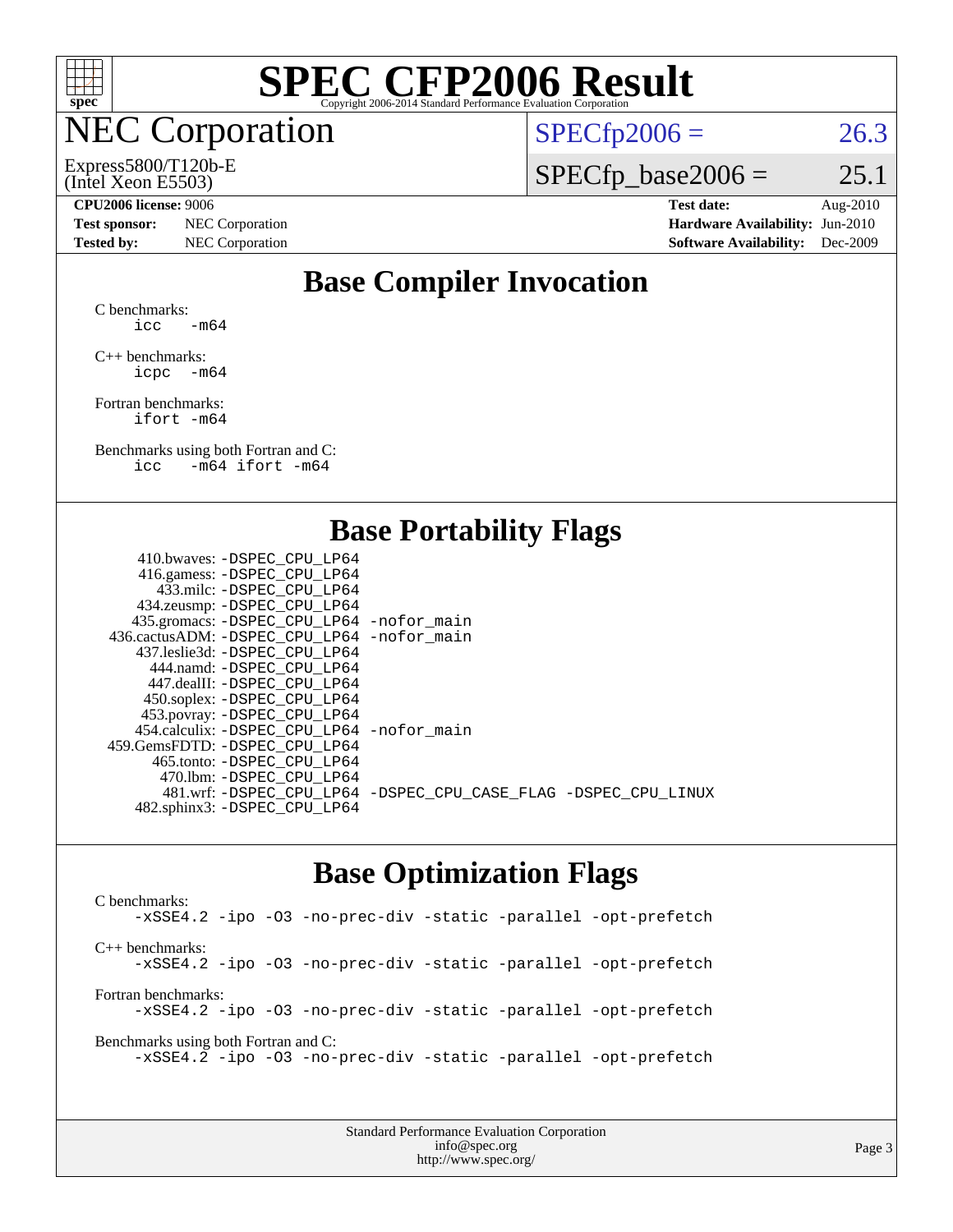# SPEC CFP2006 Result

Copyright 2006-2014 Standard Performance Evaluation Corporation

## NEC Corporation

Express5800/T120b-E
(Intel Xeon E5503)

SPECfp2006 = 26.3

SPECfp_base2006 = 25.1

| | | | |
|---|---|---|---|
| **CPU2006 license:** 9006 | | **Test date:** | Aug-2010 |
| **Test sponsor:** | NEC Corporation | **Hardware Availability:** | Jun-2010 |
| **Tested by:** | NEC Corporation | **Software Availability:** | Dec-2009 |

## Base Compiler Invocation

C benchmarks:
```
icc   -m64
```

C++ benchmarks:
```
icpc  -m64
```

Fortran benchmarks:
```
ifort -m64
```

Benchmarks using both Fortran and C:
```
icc   -m64 ifort -m64
```

## Base Portability Flags

```
   410.bwaves: -DSPEC_CPU_LP64
   416.gamess: -DSPEC_CPU_LP64
     433.milc: -DSPEC_CPU_LP64
   434.zeusmp: -DSPEC_CPU_LP64
  435.gromacs: -DSPEC_CPU_LP64 -nofor_main
436.cactusADM: -DSPEC_CPU_LP64 -nofor_main
  437.leslie3d: -DSPEC_CPU_LP64
    444.namd: -DSPEC_CPU_LP64
   447.dealII: -DSPEC_CPU_LP64
   450.soplex: -DSPEC_CPU_LP64
   453.povray: -DSPEC_CPU_LP64
 454.calculix: -DSPEC_CPU_LP64 -nofor_main
459.GemsFDTD: -DSPEC_CPU_LP64
    465.tonto: -DSPEC_CPU_LP64
     470.lbm: -DSPEC_CPU_LP64
     481.wrf: -DSPEC_CPU_LP64 -DSPEC_CPU_CASE_FLAG -DSPEC_CPU_LINUX
  482.sphinx3: -DSPEC_CPU_LP64
```

## Base Optimization Flags

C benchmarks:
```
-xSSE4.2 -ipo -O3 -no-prec-div -static -parallel -opt-prefetch
```

C++ benchmarks:
```
-xSSE4.2 -ipo -O3 -no-prec-div -static -parallel -opt-prefetch
```

Fortran benchmarks:
```
-xSSE4.2 -ipo -O3 -no-prec-div -static -parallel -opt-prefetch
```

Benchmarks using both Fortran and C:
```
-xSSE4.2 -ipo -O3 -no-prec-div -static -parallel -opt-prefetch
```

Standard Performance Evaluation Corporation
info@spec.org
http://www.spec.org/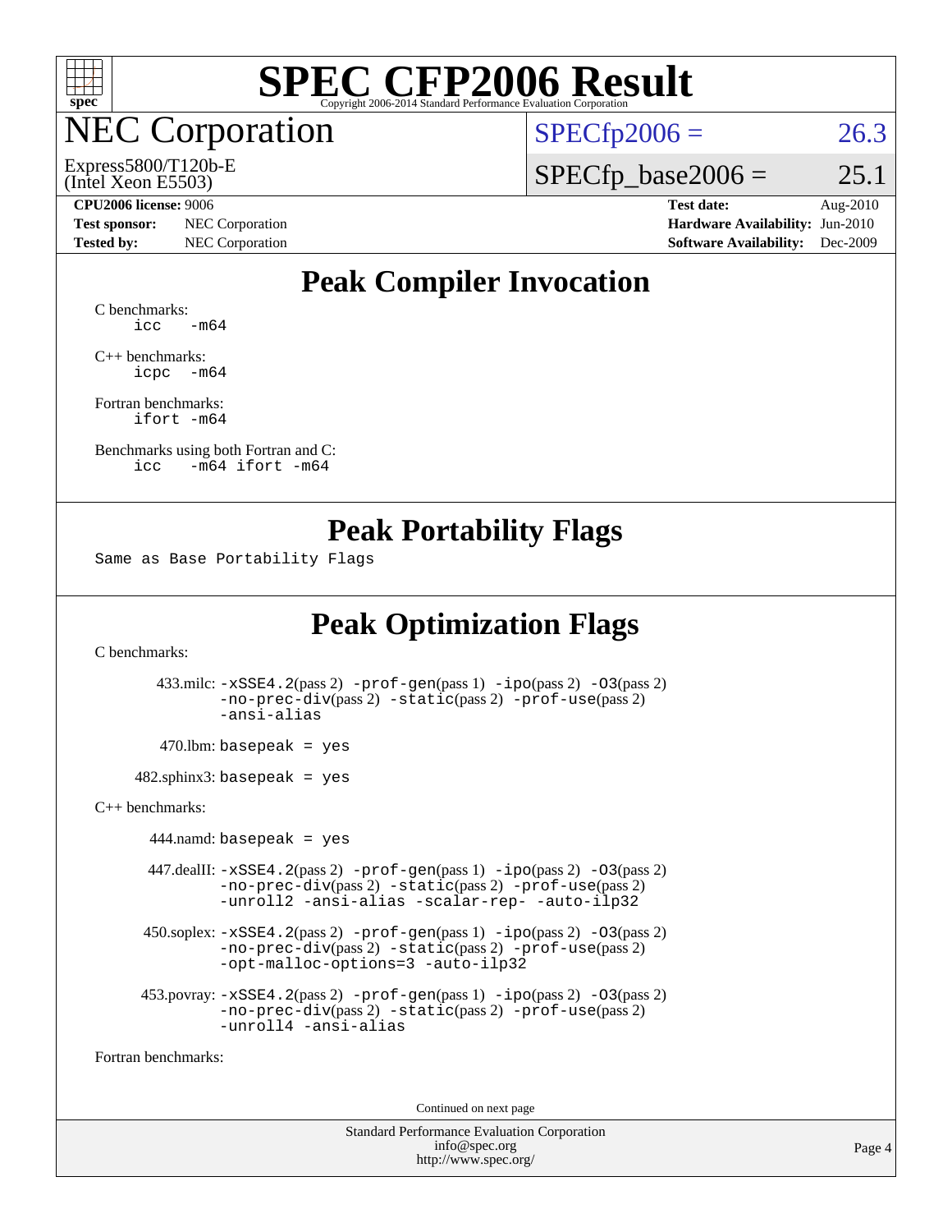# SPEC CFP2006 Result

Copyright 2006-2014 Standard Performance Evaluation Corporation

## NEC Corporation

Express5800/T120b-E
(Intel Xeon E5503)

SPECfp2006 = 26.3

SPECfp_base2006 = 25.1

| | | | |
|---|---|---|---|
| **CPU2006 license:** 9006 | | **Test date:** | Aug-2010 |
| **Test sponsor:** | NEC Corporation | **Hardware Availability:** | Jun-2010 |
| **Tested by:** | NEC Corporation | **Software Availability:** | Dec-2009 |

## Peak Compiler Invocation

C benchmarks:
```
icc   -m64
```

C++ benchmarks:
```
icpc  -m64
```

Fortran benchmarks:
```
ifort -m64
```

Benchmarks using both Fortran and C:
```
icc   -m64 ifort -m64
```

## Peak Portability Flags

Same as Base Portability Flags

## Peak Optimization Flags

C benchmarks:

433.milc: -xSSE4.2(pass 2) -prof-gen(pass 1) -ipo(pass 2) -O3(pass 2) -no-prec-div(pass 2) -static(pass 2) -prof-use(pass 2) -ansi-alias

470.lbm: basepeak = yes

482.sphinx3: basepeak = yes

C++ benchmarks:

444.namd: basepeak = yes

447.dealII: -xSSE4.2(pass 2) -prof-gen(pass 1) -ipo(pass 2) -O3(pass 2) -no-prec-div(pass 2) -static(pass 2) -prof-use(pass 2) -unroll2 -ansi-alias -scalar-rep- -auto-ilp32

450.soplex: -xSSE4.2(pass 2) -prof-gen(pass 1) -ipo(pass 2) -O3(pass 2) -no-prec-div(pass 2) -static(pass 2) -prof-use(pass 2) -opt-malloc-options=3 -auto-ilp32

453.povray: -xSSE4.2(pass 2) -prof-gen(pass 1) -ipo(pass 2) -O3(pass 2) -no-prec-div(pass 2) -static(pass 2) -prof-use(pass 2) -unroll4 -ansi-alias

Fortran benchmarks:

Continued on next page

Standard Performance Evaluation Corporation
info@spec.org
http://www.spec.org/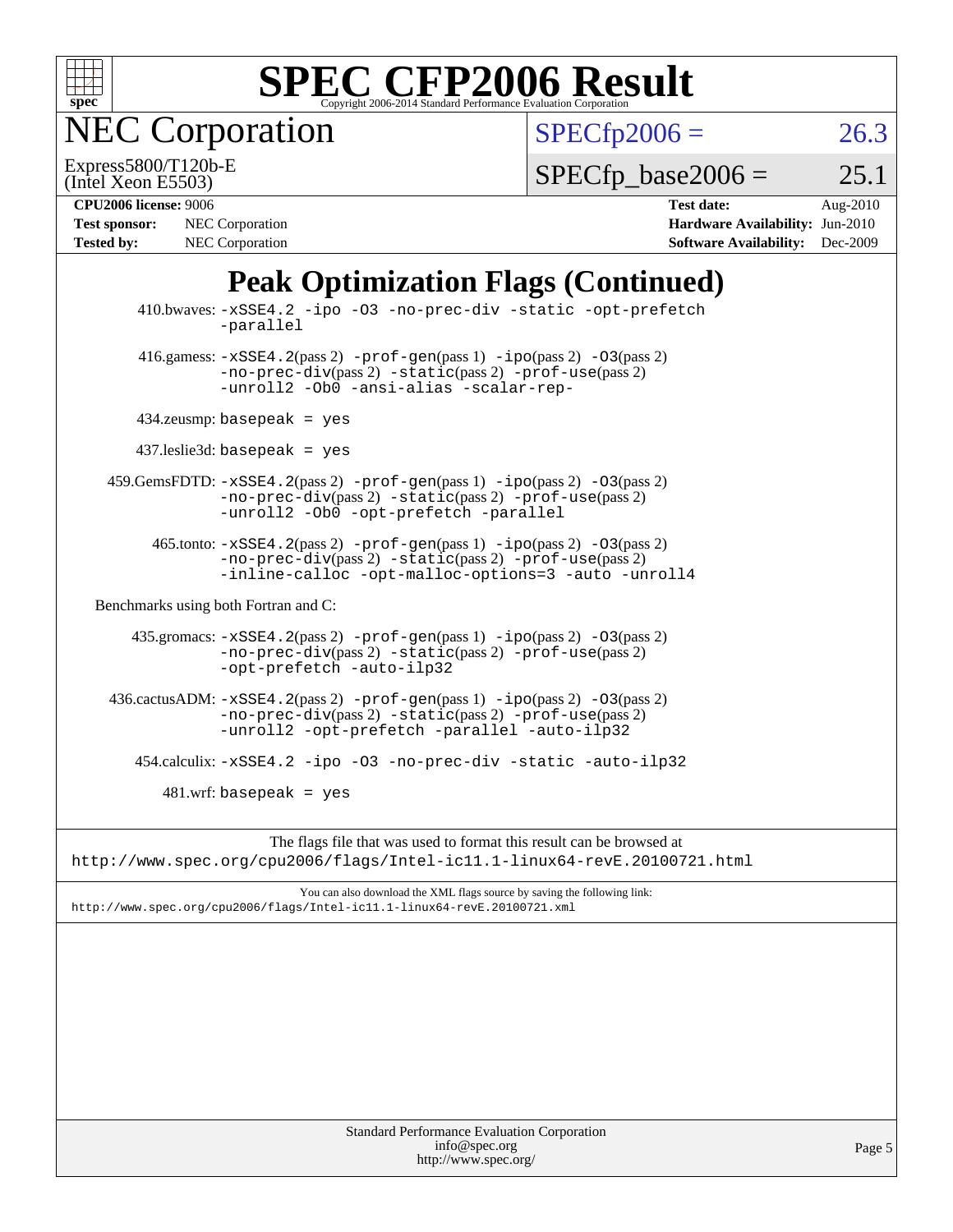# SPEC CFP2006 Result

Copyright 2006-2014 Standard Performance Evaluation Corporation

## NEC Corporation

Express5800/T120b-E
(Intel Xeon E5503)

SPECfp2006 = 26.3

SPECfp_base2006 = 25.1

**CPU2006 license:** 9006
**Test sponsor:** NEC Corporation
**Tested by:** NEC Corporation

**Test date:** Aug-2010
**Hardware Availability:** Jun-2010
**Software Availability:** Dec-2009

## Peak Optimization Flags (Continued)

410.bwaves: `-xSSE4.2 -ipo -O3 -no-prec-div -static -opt-prefetch -parallel`

416.gamess: `-xSSE4.2`(pass 2) `-prof-gen`(pass 1) `-ipo`(pass 2) `-O3`(pass 2) `-no-prec-div`(pass 2) `-static`(pass 2) `-prof-use`(pass 2) `-unroll2 -Ob0 -ansi-alias -scalar-rep-`

434.zeusmp: `basepeak = yes`

437.leslie3d: `basepeak = yes`

459.GemsFDTD: `-xSSE4.2`(pass 2) `-prof-gen`(pass 1) `-ipo`(pass 2) `-O3`(pass 2) `-no-prec-div`(pass 2) `-static`(pass 2) `-prof-use`(pass 2) `-unroll2 -Ob0 -opt-prefetch -parallel`

465.tonto: `-xSSE4.2`(pass 2) `-prof-gen`(pass 1) `-ipo`(pass 2) `-O3`(pass 2) `-no-prec-div`(pass 2) `-static`(pass 2) `-prof-use`(pass 2) `-inline-calloc -opt-malloc-options=3 -auto -unroll4`

Benchmarks using both Fortran and C:

435.gromacs: `-xSSE4.2`(pass 2) `-prof-gen`(pass 1) `-ipo`(pass 2) `-O3`(pass 2) `-no-prec-div`(pass 2) `-static`(pass 2) `-prof-use`(pass 2) `-opt-prefetch -auto-ilp32`

436.cactusADM: `-xSSE4.2`(pass 2) `-prof-gen`(pass 1) `-ipo`(pass 2) `-O3`(pass 2) `-no-prec-div`(pass 2) `-static`(pass 2) `-prof-use`(pass 2) `-unroll2 -opt-prefetch -parallel -auto-ilp32`

454.calculix: `-xSSE4.2 -ipo -O3 -no-prec-div -static -auto-ilp32`

481.wrf: `basepeak = yes`

The flags file that was used to format this result can be browsed at
http://www.spec.org/cpu2006/flags/Intel-ic11.1-linux64-revE.20100721.html

You can also download the XML flags source by saving the following link:
http://www.spec.org/cpu2006/flags/Intel-ic11.1-linux64-revE.20100721.xml

Standard Performance Evaluation Corporation
info@spec.org
http://www.spec.org/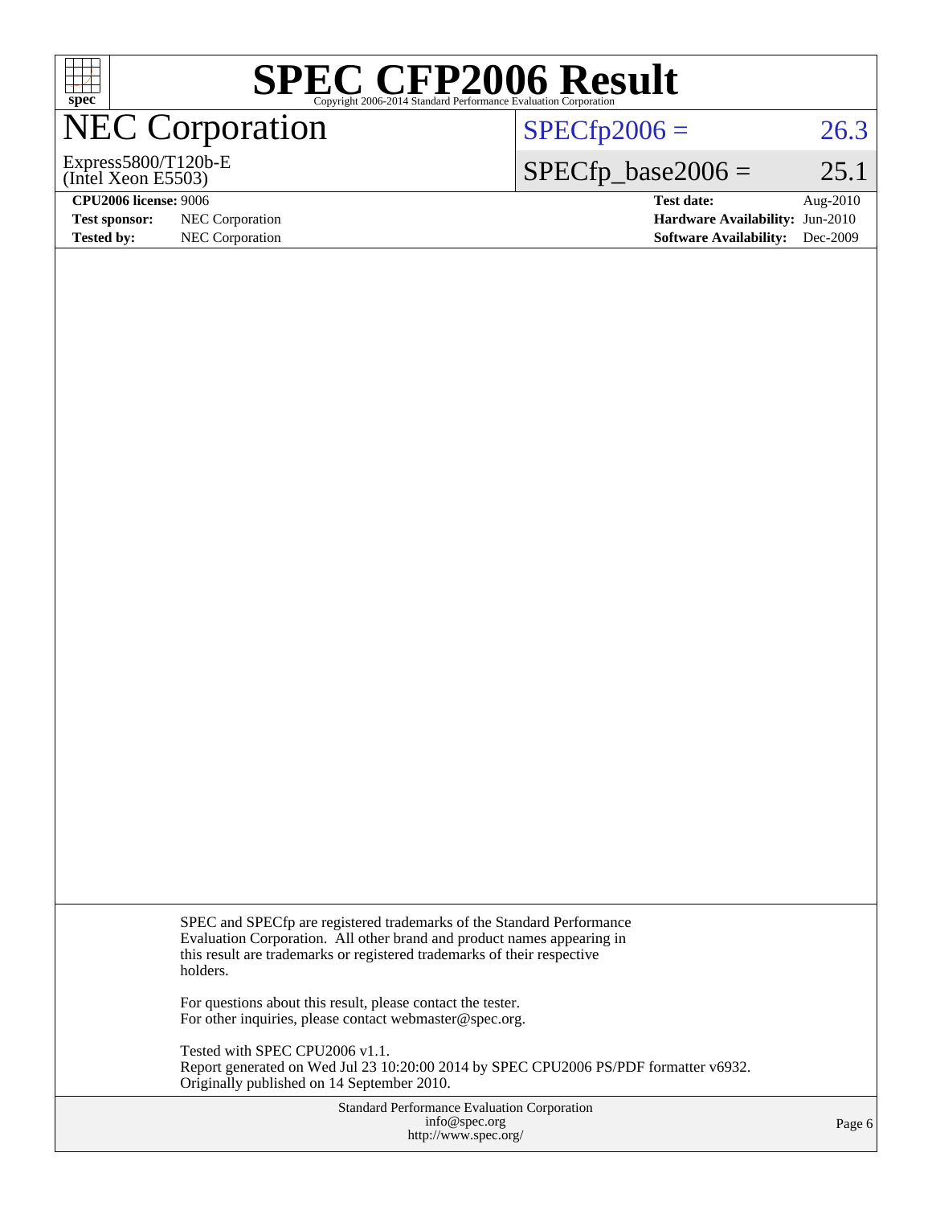# SPEC CFP2006 Result

Copyright 2006-2014 Standard Performance Evaluation Corporation

## NEC Corporation

Express5800/T120b-E
(Intel Xeon E5503)

SPECfp2006 = 26.3

SPECfp_base2006 = 25.1

| | | | |
|---|---|---|---|
| **CPU2006 license:** 9006 | | **Test date:** | Aug-2010 |
| **Test sponsor:** | NEC Corporation | **Hardware Availability:** | Jun-2010 |
| **Tested by:** | NEC Corporation | **Software Availability:** | Dec-2009 |

SPEC and SPECfp are registered trademarks of the Standard Performance Evaluation Corporation. All other brand and product names appearing in this result are trademarks or registered trademarks of their respective holders.

For questions about this result, please contact the tester.
For other inquiries, please contact webmaster@spec.org.

Tested with SPEC CPU2006 v1.1.
Report generated on Wed Jul 23 10:20:00 2014 by SPEC CPU2006 PS/PDF formatter v6932.
Originally published on 14 September 2010.

Standard Performance Evaluation Corporation
info@spec.org
http://www.spec.org/